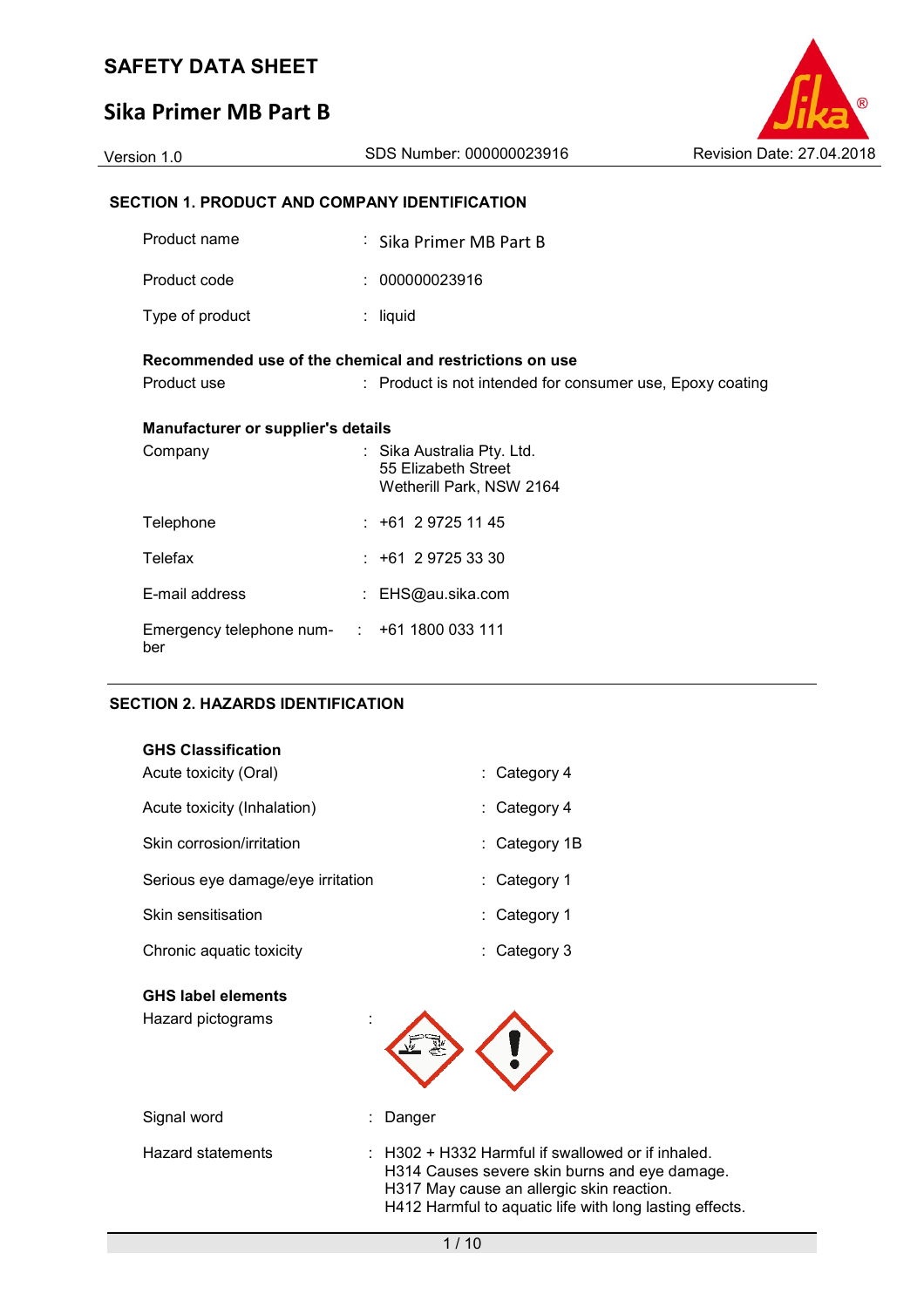# SAFETY DATA SHEET

## Sika Primer MB Part B

Version 1.0 SDS Number: 000000023916 Revision Date: 27.04.2018

### SECTION 1. PRODUCT AND COMPANY IDENTIFICATION

| | |
|---|---|
| Product name | : Sika Primer MB Part B |
| Product code | : 000000023916 |
| Type of product | : liquid |

**Recommended use of the chemical and restrictions on use**

| | |
|---|---|
| Product use | : Product is not intended for consumer use, Epoxy coating |

**Manufacturer or supplier's details**

| | |
|---|---|
| Company | : Sika Australia Pty. Ltd.<br>55 Elizabeth Street<br>Wetherill Park, NSW 2164 |
| Telephone | : +61 2 9725 11 45 |
| Telefax | : +61 2 9725 33 30 |
| E-mail address | : EHS@au.sika.com |
| Emergency telephone number | : +61 1800 033 111 |

### SECTION 2. HAZARDS IDENTIFICATION

**GHS Classification**

| | |
|---|---|
| Acute toxicity (Oral) | : Category 4 |
| Acute toxicity (Inhalation) | : Category 4 |
| Skin corrosion/irritation | : Category 1B |
| Serious eye damage/eye irritation | : Category 1 |
| Skin sensitisation | : Category 1 |
| Chronic aquatic toxicity | : Category 3 |

**GHS label elements**

Hazard pictograms :

| | |
|---|---|
| Signal word | : Danger |
| Hazard statements | : H302 + H332 Harmful if swallowed or if inhaled.<br>H314 Causes severe skin burns and eye damage.<br>H317 May cause an allergic skin reaction.<br>H412 Harmful to aquatic life with long lasting effects. |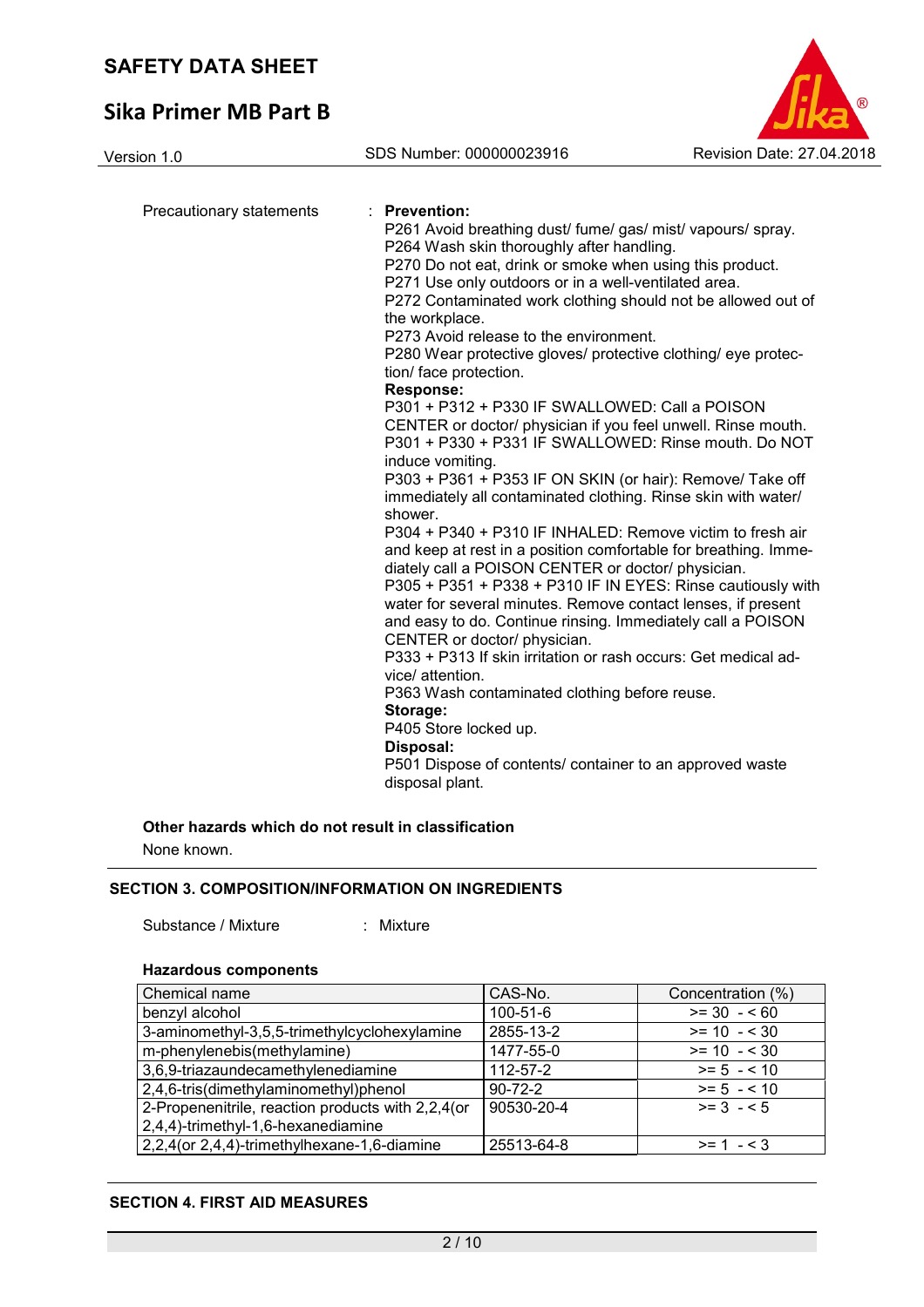Precautionary statements : **Prevention:**

P261 Avoid breathing dust/ fume/ gas/ mist/ vapours/ spray.
P264 Wash skin thoroughly after handling.
P270 Do not eat, drink or smoke when using this product.
P271 Use only outdoors or in a well-ventilated area.
P272 Contaminated work clothing should not be allowed out of the workplace.
P273 Avoid release to the environment.
P280 Wear protective gloves/ protective clothing/ eye protection/ face protection.

**Response:**

P301 + P312 + P330 IF SWALLOWED: Call a POISON CENTER or doctor/ physician if you feel unwell. Rinse mouth.
P301 + P330 + P331 IF SWALLOWED: Rinse mouth. Do NOT induce vomiting.
P303 + P361 + P353 IF ON SKIN (or hair): Remove/ Take off immediately all contaminated clothing. Rinse skin with water/ shower.
P304 + P340 + P310 IF INHALED: Remove victim to fresh air and keep at rest in a position comfortable for breathing. Immediately call a POISON CENTER or doctor/ physician.
P305 + P351 + P338 + P310 IF IN EYES: Rinse cautiously with water for several minutes. Remove contact lenses, if present and easy to do. Continue rinsing. Immediately call a POISON CENTER or doctor/ physician.
P333 + P313 If skin irritation or rash occurs: Get medical advice/ attention.
P363 Wash contaminated clothing before reuse.

**Storage:**

P405 Store locked up.

**Disposal:**

P501 Dispose of contents/ container to an approved waste disposal plant.

**Other hazards which do not result in classification**

None known.

## SECTION 3. COMPOSITION/INFORMATION ON INGREDIENTS

Substance / Mixture : Mixture

**Hazardous components**

| Chemical name | CAS-No. | Concentration (%) |
|---|---|---|
| benzyl alcohol | 100-51-6 | >= 30 - < 60 |
| 3-aminomethyl-3,5,5-trimethylcyclohexylamine | 2855-13-2 | >= 10 - < 30 |
| m-phenylenebis(methylamine) | 1477-55-0 | >= 10 - < 30 |
| 3,6,9-triazaundecamethylenediamine | 112-57-2 | >= 5 - < 10 |
| 2,4,6-tris(dimethylaminomethyl)phenol | 90-72-2 | >= 5 - < 10 |
| 2-Propenenitrile, reaction products with 2,2,4(or 2,4,4)-trimethyl-1,6-hexanediamine | 90530-20-4 | >= 3 - < 5 |
| 2,2,4(or 2,4,4)-trimethylhexane-1,6-diamine | 25513-64-8 | >= 1 - < 3 |

## SECTION 4. FIRST AID MEASURES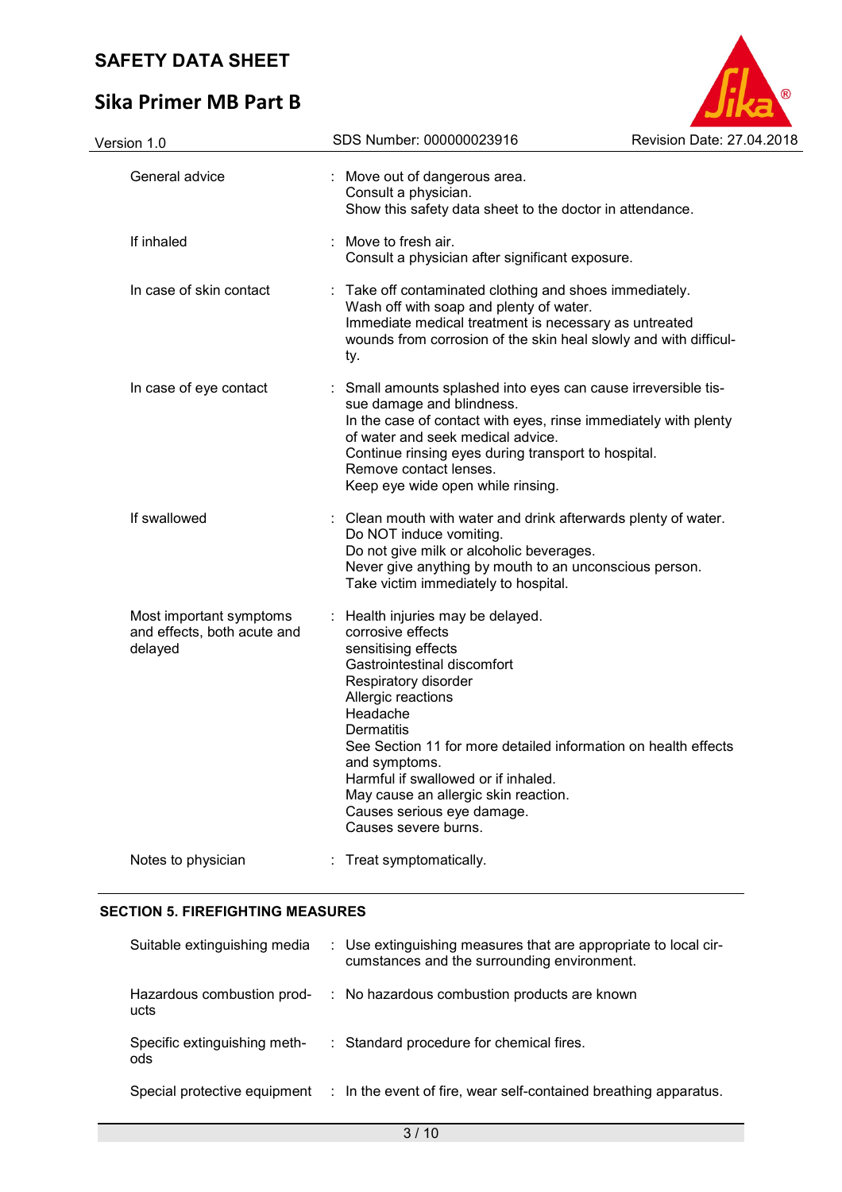| | | |
|---|---|---|
| General advice | : | Move out of dangerous area.<br>Consult a physician.<br>Show this safety data sheet to the doctor in attendance. |
| If inhaled | : | Move to fresh air.<br>Consult a physician after significant exposure. |
| In case of skin contact | : | Take off contaminated clothing and shoes immediately.<br>Wash off with soap and plenty of water.<br>Immediate medical treatment is necessary as untreated wounds from corrosion of the skin heal slowly and with difficulty. |
| In case of eye contact | : | Small amounts splashed into eyes can cause irreversible tissue damage and blindness.<br>In the case of contact with eyes, rinse immediately with plenty of water and seek medical advice.<br>Continue rinsing eyes during transport to hospital.<br>Remove contact lenses.<br>Keep eye wide open while rinsing. |
| If swallowed | : | Clean mouth with water and drink afterwards plenty of water.<br>Do NOT induce vomiting.<br>Do not give milk or alcoholic beverages.<br>Never give anything by mouth to an unconscious person.<br>Take victim immediately to hospital. |
| Most important symptoms and effects, both acute and delayed | : | Health injuries may be delayed.<br>corrosive effects<br>sensitising effects<br>Gastrointestinal discomfort<br>Respiratory disorder<br>Allergic reactions<br>Headache<br>Dermatitis<br>See Section 11 for more detailed information on health effects and symptoms.<br>Harmful if swallowed or if inhaled.<br>May cause an allergic skin reaction.<br>Causes serious eye damage.<br>Causes severe burns. |
| Notes to physician | : | Treat symptomatically. |

## SECTION 5. FIREFIGHTING MEASURES

| | | |
|---|---|---|
| Suitable extinguishing media | : | Use extinguishing measures that are appropriate to local circumstances and the surrounding environment. |
| Hazardous combustion products | : | No hazardous combustion products are known |
| Specific extinguishing methods | : | Standard procedure for chemical fires. |
| Special protective equipment | : | In the event of fire, wear self-contained breathing apparatus. |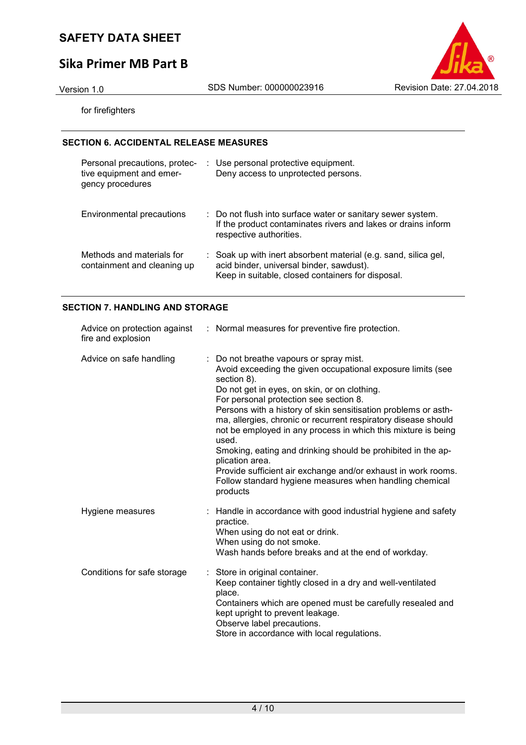for firefighters

## SECTION 6. ACCIDENTAL RELEASE MEASURES

| | |
|---|---|
| Personal precautions, protective equipment and emergency procedures | : Use personal protective equipment.<br>Deny access to unprotected persons. |
| Environmental precautions | : Do not flush into surface water or sanitary sewer system.<br>If the product contaminates rivers and lakes or drains inform respective authorities. |
| Methods and materials for containment and cleaning up | : Soak up with inert absorbent material (e.g. sand, silica gel, acid binder, universal binder, sawdust).<br>Keep in suitable, closed containers for disposal. |

## SECTION 7. HANDLING AND STORAGE

| | |
|---|---|
| Advice on protection against fire and explosion | : Normal measures for preventive fire protection. |
| Advice on safe handling | : Do not breathe vapours or spray mist.<br>Avoid exceeding the given occupational exposure limits (see section 8).<br>Do not get in eyes, on skin, or on clothing.<br>For personal protection see section 8.<br>Persons with a history of skin sensitisation problems or asthma, allergies, chronic or recurrent respiratory disease should not be employed in any process in which this mixture is being used.<br>Smoking, eating and drinking should be prohibited in the application area.<br>Provide sufficient air exchange and/or exhaust in work rooms.<br>Follow standard hygiene measures when handling chemical products |
| Hygiene measures | : Handle in accordance with good industrial hygiene and safety practice.<br>When using do not eat or drink.<br>When using do not smoke.<br>Wash hands before breaks and at the end of workday. |
| Conditions for safe storage | : Store in original container.<br>Keep container tightly closed in a dry and well-ventilated place.<br>Containers which are opened must be carefully resealed and kept upright to prevent leakage.<br>Observe label precautions.<br>Store in accordance with local regulations. |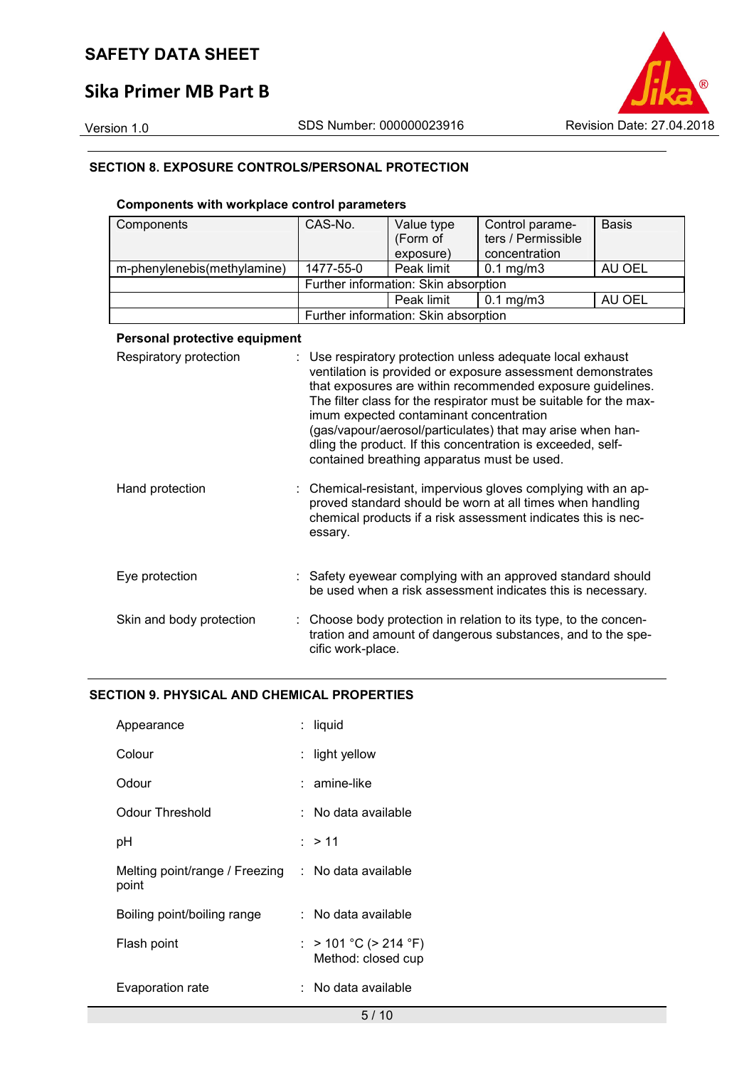## SECTION 8. EXPOSURE CONTROLS/PERSONAL PROTECTION

**Components with workplace control parameters**

| Components | CAS-No. | Value type (Form of exposure) | Control parameters / Permissible concentration | Basis |
|---|---|---|---|---|
| m-phenylenebis(methylamine) | 1477-55-0 | Peak limit | 0.1 mg/m3 | AU OEL |
| | Further information: Skin absorption | | | |
| | | Peak limit | 0.1 mg/m3 | AU OEL |
| | Further information: Skin absorption | | | |

**Personal protective equipment**

Respiratory protection : Use respiratory protection unless adequate local exhaust ventilation is provided or exposure assessment demonstrates that exposures are within recommended exposure guidelines. The filter class for the respirator must be suitable for the maximum expected contaminant concentration (gas/vapour/aerosol/particulates) that may arise when handling the product. If this concentration is exceeded, self-contained breathing apparatus must be used.

Hand protection : Chemical-resistant, impervious gloves complying with an approved standard should be worn at all times when handling chemical products if a risk assessment indicates this is necessary.

Eye protection : Safety eyewear complying with an approved standard should be used when a risk assessment indicates this is necessary.

Skin and body protection : Choose body protection in relation to its type, to the concentration and amount of dangerous substances, and to the specific work-place.

## SECTION 9. PHYSICAL AND CHEMICAL PROPERTIES

Appearance : liquid

Colour : light yellow

Odour : amine-like

Odour Threshold : No data available

pH : > 11

Melting point/range / Freezing point : No data available

Boiling point/boiling range : No data available

Flash point : > 101 °C (> 214 °F)
Method: closed cup

Evaporation rate : No data available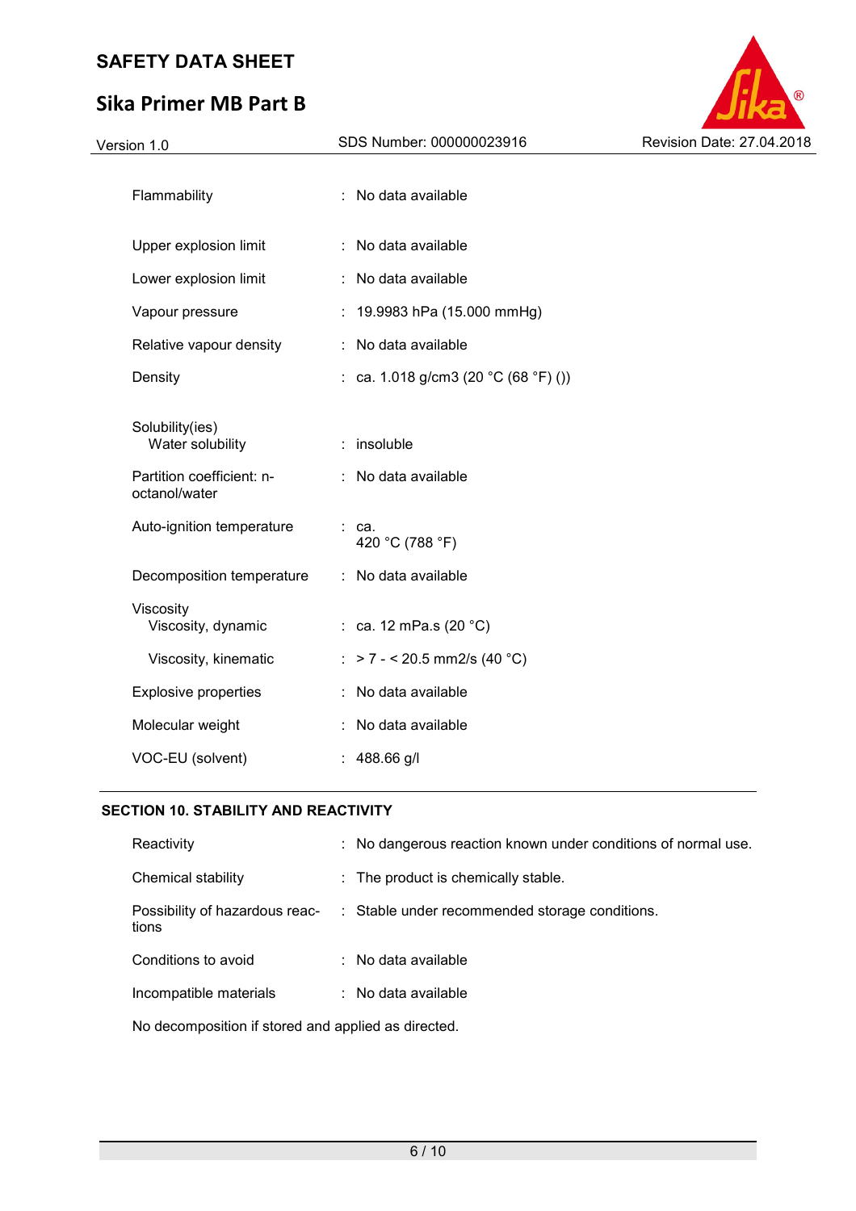| | | |
|---|---|---|
| Flammability | : | No data available |
| Upper explosion limit | : | No data available |
| Lower explosion limit | : | No data available |
| Vapour pressure | : | 19.9983 hPa (15.000 mmHg) |
| Relative vapour density | : | No data available |
| Density | : | ca. 1.018 g/cm3 (20 °C (68 °F) ()) |
| Solubility(ies)<br>Water solubility | : | insoluble |
| Partition coefficient: n-octanol/water | : | No data available |
| Auto-ignition temperature | : | ca.<br>420 °C (788 °F) |
| Decomposition temperature | : | No data available |
| Viscosity<br>Viscosity, dynamic | : | ca. 12 mPa.s (20 °C) |
| Viscosity, kinematic | : | > 7 - < 20.5 mm2/s (40 °C) |
| Explosive properties | : | No data available |
| Molecular weight | : | No data available |
| VOC-EU (solvent) | : | 488.66 g/l |

## SECTION 10. STABILITY AND REACTIVITY

| | | |
|---|---|---|
| Reactivity | : | No dangerous reaction known under conditions of normal use. |
| Chemical stability | : | The product is chemically stable. |
| Possibility of hazardous reactions | : | Stable under recommended storage conditions. |
| Conditions to avoid | : | No data available |
| Incompatible materials | : | No data available |

No decomposition if stored and applied as directed.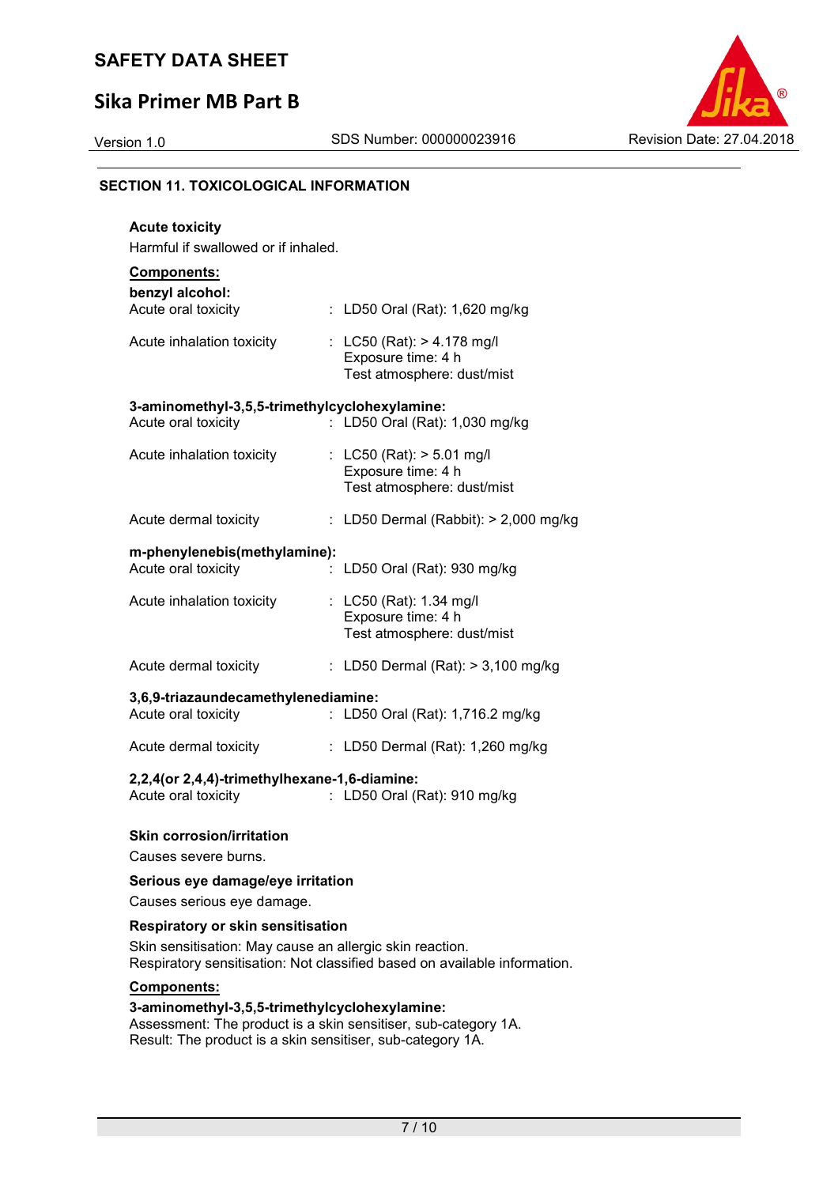## SECTION 11. TOXICOLOGICAL INFORMATION

**Acute toxicity**

Harmful if swallowed or if inhaled.

**Components:**

**benzyl alcohol:**

| | |
|---|---|
| Acute oral toxicity | : LD50 Oral (Rat): 1,620 mg/kg |
| Acute inhalation toxicity | : LC50 (Rat): > 4.178 mg/l<br>Exposure time: 4 h<br>Test atmosphere: dust/mist |

**3-aminomethyl-3,5,5-trimethylcyclohexylamine:**

| | |
|---|---|
| Acute oral toxicity | : LD50 Oral (Rat): 1,030 mg/kg |
| Acute inhalation toxicity | : LC50 (Rat): > 5.01 mg/l<br>Exposure time: 4 h<br>Test atmosphere: dust/mist |
| Acute dermal toxicity | : LD50 Dermal (Rabbit): > 2,000 mg/kg |

**m-phenylenebis(methylamine):**

| | |
|---|---|
| Acute oral toxicity | : LD50 Oral (Rat): 930 mg/kg |
| Acute inhalation toxicity | : LC50 (Rat): 1.34 mg/l<br>Exposure time: 4 h<br>Test atmosphere: dust/mist |
| Acute dermal toxicity | : LD50 Dermal (Rat): > 3,100 mg/kg |

**3,6,9-triazaundecamethylenediamine:**

| | |
|---|---|
| Acute oral toxicity | : LD50 Oral (Rat): 1,716.2 mg/kg |
| Acute dermal toxicity | : LD50 Dermal (Rat): 1,260 mg/kg |

**2,2,4(or 2,4,4)-trimethylhexane-1,6-diamine:**

| | |
|---|---|
| Acute oral toxicity | : LD50 Oral (Rat): 910 mg/kg |

**Skin corrosion/irritation**

Causes severe burns.

**Serious eye damage/eye irritation**

Causes serious eye damage.

**Respiratory or skin sensitisation**

Skin sensitisation: May cause an allergic skin reaction.
Respiratory sensitisation: Not classified based on available information.

**Components:**

**3-aminomethyl-3,5,5-trimethylcyclohexylamine:**

Assessment: The product is a skin sensitiser, sub-category 1A.
Result: The product is a skin sensitiser, sub-category 1A.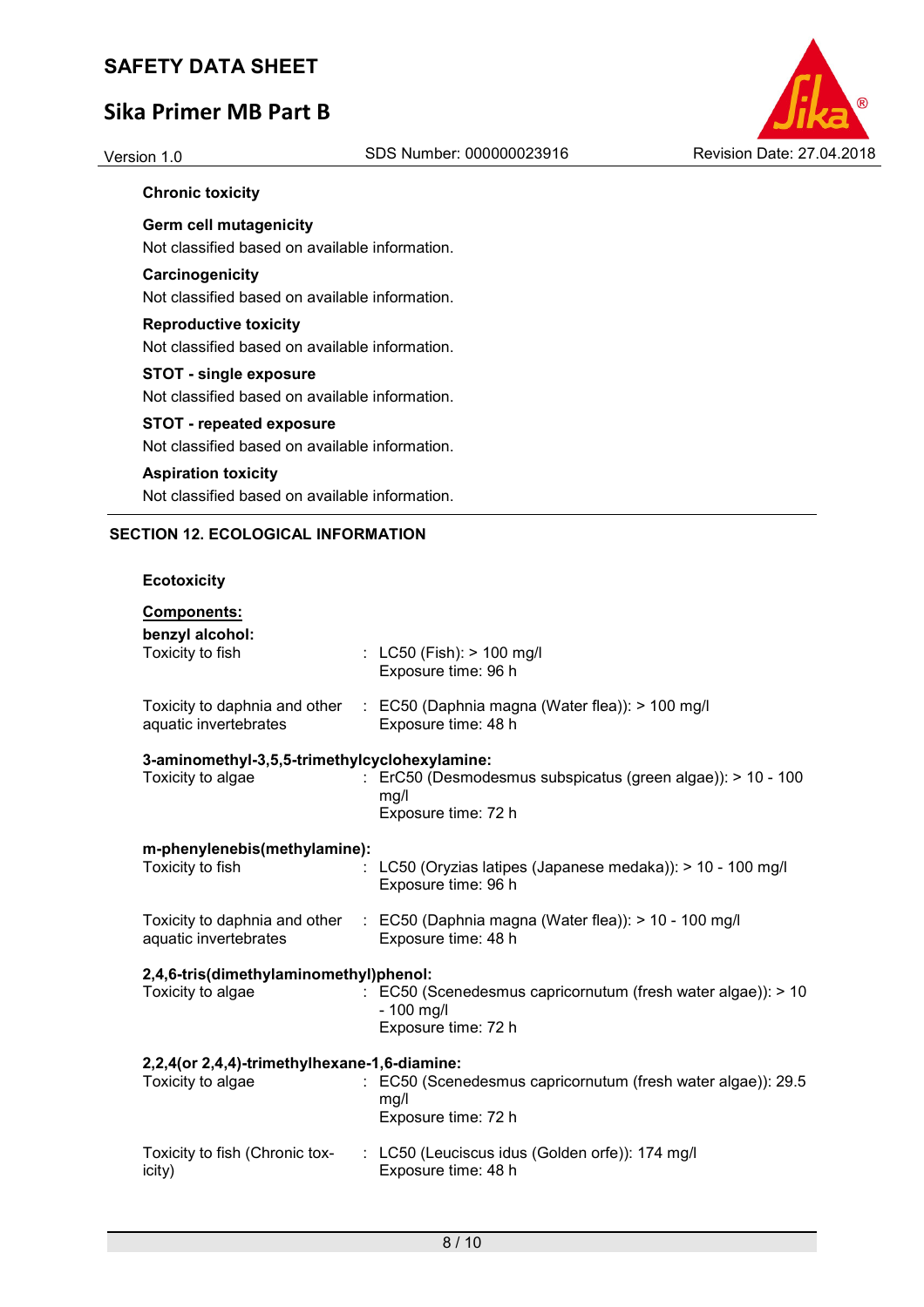**Chronic toxicity**

**Germ cell mutagenicity**

Not classified based on available information.

**Carcinogenicity**

Not classified based on available information.

**Reproductive toxicity**

Not classified based on available information.

**STOT - single exposure**

Not classified based on available information.

**STOT - repeated exposure**

Not classified based on available information.

**Aspiration toxicity**

Not classified based on available information.

## SECTION 12. ECOLOGICAL INFORMATION

**Ecotoxicity**

**Components:**

**benzyl alcohol:**

| | |
|---|---|
| Toxicity to fish | : LC50 (Fish): > 100 mg/l<br>Exposure time: 96 h |
| Toxicity to daphnia and other aquatic invertebrates | : EC50 (Daphnia magna (Water flea)): > 100 mg/l<br>Exposure time: 48 h |

**3-aminomethyl-3,5,5-trimethylcyclohexylamine:**

| | |
|---|---|
| Toxicity to algae | : ErC50 (Desmodesmus subspicatus (green algae)): > 10 - 100 mg/l<br>Exposure time: 72 h |

**m-phenylenebis(methylamine):**

| | |
|---|---|
| Toxicity to fish | : LC50 (Oryzias latipes (Japanese medaka)): > 10 - 100 mg/l<br>Exposure time: 96 h |
| Toxicity to daphnia and other aquatic invertebrates | : EC50 (Daphnia magna (Water flea)): > 10 - 100 mg/l<br>Exposure time: 48 h |

**2,4,6-tris(dimethylaminomethyl)phenol:**

| | |
|---|---|
| Toxicity to algae | : EC50 (Scenedesmus capricornutum (fresh water algae)): > 10 - 100 mg/l<br>Exposure time: 72 h |

**2,2,4(or 2,4,4)-trimethylhexane-1,6-diamine:**

| | |
|---|---|
| Toxicity to algae | : EC50 (Scenedesmus capricornutum (fresh water algae)): 29.5 mg/l<br>Exposure time: 72 h |
| Toxicity to fish (Chronic toxicity) | : LC50 (Leuciscus idus (Golden orfe)): 174 mg/l<br>Exposure time: 48 h |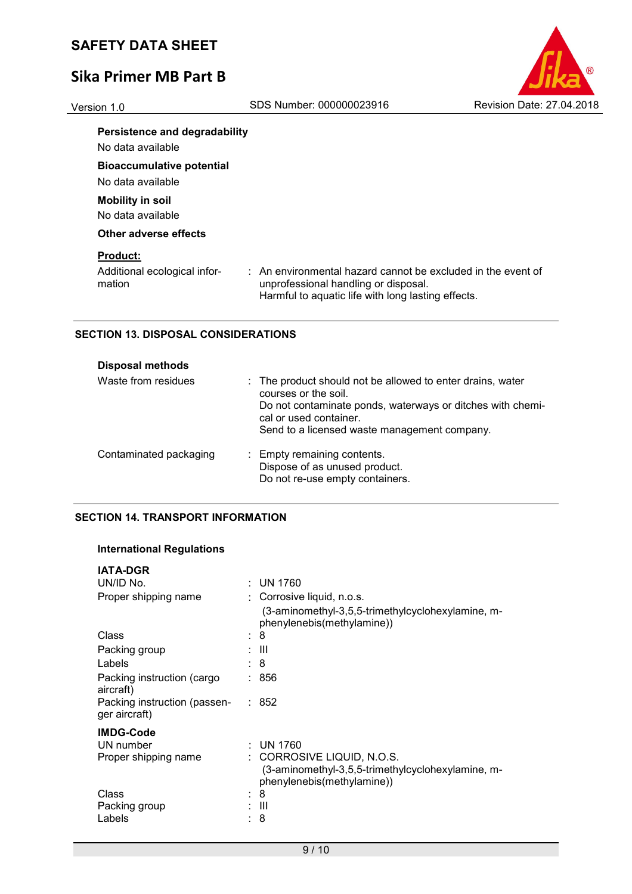**Persistence and degradability**

No data available

**Bioaccumulative potential**

No data available

**Mobility in soil**

No data available

**Other adverse effects**

**Product:**

| | |
|---|---|
| Additional ecological information | : An environmental hazard cannot be excluded in the event of unprofessional handling or disposal. Harmful to aquatic life with long lasting effects. |

## SECTION 13. DISPOSAL CONSIDERATIONS

**Disposal methods**

| | |
|---|---|
| Waste from residues | : The product should not be allowed to enter drains, water courses or the soil. Do not contaminate ponds, waterways or ditches with chemical or used container. Send to a licensed waste management company. |
| Contaminated packaging | : Empty remaining contents. Dispose of as unused product. Do not re-use empty containers. |

## SECTION 14. TRANSPORT INFORMATION

**International Regulations**

**IATA-DGR**

| | |
|---|---|
| UN/ID No. | : UN 1760 |
| Proper shipping name | : Corrosive liquid, n.o.s. (3-aminomethyl-3,5,5-trimethylcyclohexylamine, m-phenylenebis(methylamine)) |
| Class | : 8 |
| Packing group | : III |
| Labels | : 8 |
| Packing instruction (cargo aircraft) | : 856 |
| Packing instruction (passenger aircraft) | : 852 |

**IMDG-Code**

| | |
|---|---|
| UN number | : UN 1760 |
| Proper shipping name | : CORROSIVE LIQUID, N.O.S. (3-aminomethyl-3,5,5-trimethylcyclohexylamine, m-phenylenebis(methylamine)) |
| Class | : 8 |
| Packing group | : III |
| Labels | : 8 |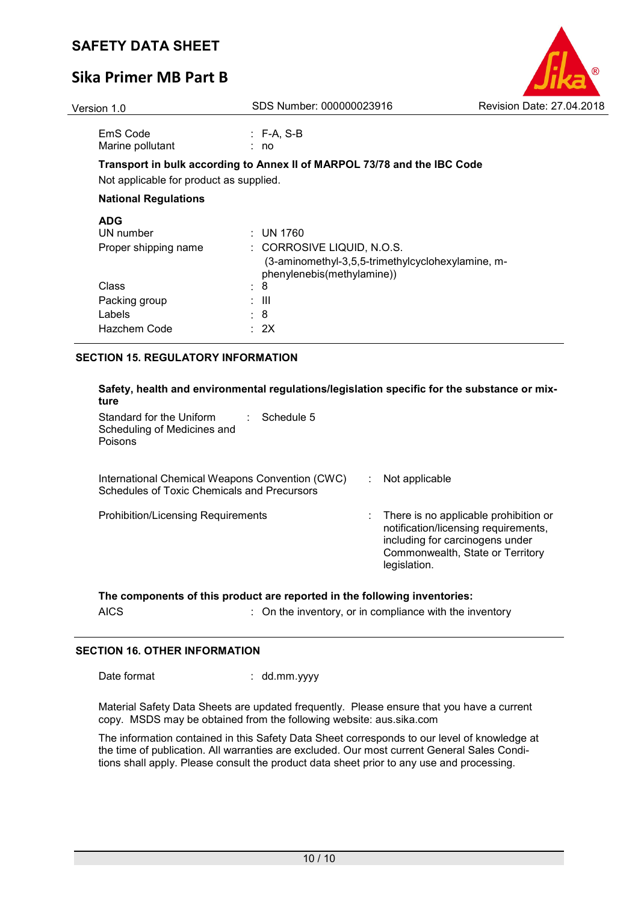| | | |
|---|---|---|
| EmS Code | : | F-A, S-B |
| Marine pollutant | : | no |

**Transport in bulk according to Annex II of MARPOL 73/78 and the IBC Code**

Not applicable for product as supplied.

**National Regulations**

**ADG**

| | | |
|---|---|---|
| UN number | : | UN 1760 |
| Proper shipping name | : | CORROSIVE LIQUID, N.O.S. (3-aminomethyl-3,5,5-trimethylcyclohexylamine, m-phenylenebis(methylamine)) |
| Class | : | 8 |
| Packing group | : | III |
| Labels | : | 8 |
| Hazchem Code | : | 2X |

## SECTION 15. REGULATORY INFORMATION

**Safety, health and environmental regulations/legislation specific for the substance or mixture**

| | | |
|---|---|---|
| Standard for the Uniform Scheduling of Medicines and Poisons | : | Schedule 5 |
| International Chemical Weapons Convention (CWC) Schedules of Toxic Chemicals and Precursors | : | Not applicable |
| Prohibition/Licensing Requirements | : | There is no applicable prohibition or notification/licensing requirements, including for carcinogens under Commonwealth, State or Territory legislation. |

**The components of this product are reported in the following inventories:**

| | | |
|---|---|---|
| AICS | : | On the inventory, or in compliance with the inventory |

## SECTION 16. OTHER INFORMATION

| | | |
|---|---|---|
| Date format | : | dd.mm.yyyy |

Material Safety Data Sheets are updated frequently. Please ensure that you have a current copy. MSDS may be obtained from the following website: aus.sika.com

The information contained in this Safety Data Sheet corresponds to our level of knowledge at the time of publication. All warranties are excluded. Our most current General Sales Conditions shall apply. Please consult the product data sheet prior to any use and processing.